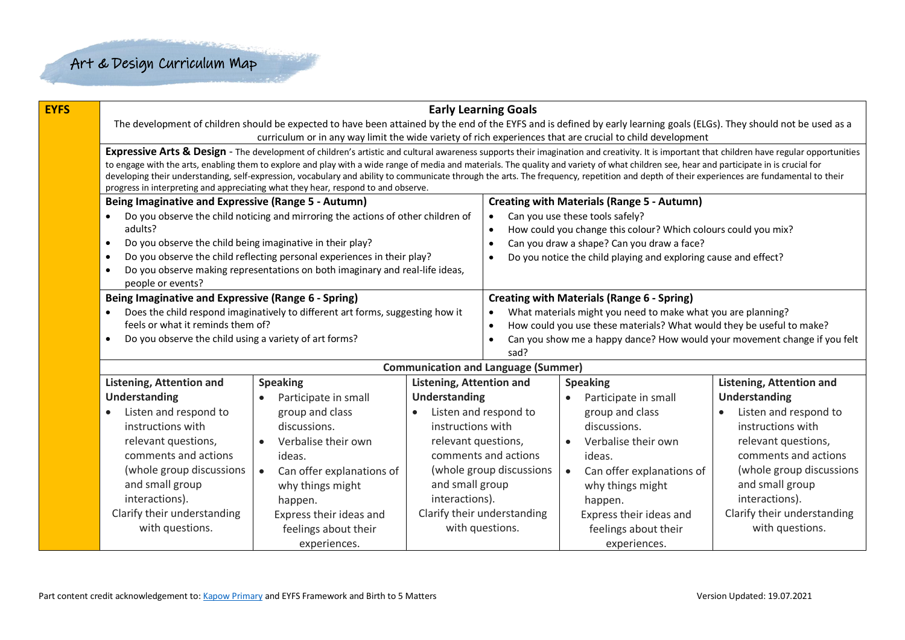# Art & Design Curriculum Map

## EYFS

### Early Learning Goals

The development of children should be expected to have been attained by the end of the EYFS and is defined by early learning goals (ELGs). They should not be used as a curriculum or in any way limit the wide variety of rich experiences that are crucial to child development

**Expressive Arts & Design** - The development of children's artistic and cultural awareness supports their imagination and creativity. It is important that children have regular opportunities to engage with the arts, enabling them to explore and play with a wide range of media and materials. The quality and variety of what children see, hear and participate in is crucial for developing their understanding, self-expression, vocabulary and ability to communicate through the arts. The frequency, repetition and depth of their experiences are fundamental to their progress in interpreting and appreciating what they hear, respond to and observe.

| Being Imaginative and Expressive (Range 5 - Autumn) | Creating with Materials (Range 5 - Autumn) |
|---|---|
| • Do you observe the child noticing and mirroring the actions of other children of adults?<br>• Do you observe the child being imaginative in their play?<br>• Do you observe the child reflecting personal experiences in their play?<br>• Do you observe making representations on both imaginary and real-life ideas, people or events? | • Can you use these tools safely?<br>• How could you change this colour? Which colours could you mix?<br>• Can you draw a shape? Can you draw a face?<br>• Do you notice the child playing and exploring cause and effect? |
| **Being Imaginative and Expressive (Range 6 - Spring)** | **Creating with Materials (Range 6 - Spring)** |
| • Does the child respond imaginatively to different art forms, suggesting how it feels or what it reminds them of?<br>• Do you observe the child using a variety of art forms? | • What materials might you need to make what you are planning?<br>• How could you use these materials? What would they be useful to make?<br>• Can you show me a happy dance? How would your movement change if you felt sad? |

### Communication and Language (Summer)

| Listening, Attention and Understanding | Speaking | Listening, Attention and Understanding | Speaking | Listening, Attention and Understanding |
|---|---|---|---|---|
| • Listen and respond to instructions with relevant questions, comments and actions (whole group discussions and small group interactions).<br>Clarify their understanding with questions. | • Participate in small group and class discussions.<br>• Verbalise their own ideas.<br>• Can offer explanations of why things might happen.<br>Express their ideas and feelings about their experiences. | • Listen and respond to instructions with relevant questions, comments and actions (whole group discussions and small group interactions).<br>Clarify their understanding with questions. | • Participate in small group and class discussions.<br>• Verbalise their own ideas.<br>• Can offer explanations of why things might happen.<br>Express their ideas and feelings about their experiences. | • Listen and respond to instructions with relevant questions, comments and actions (whole group discussions and small group interactions).<br>Clarify their understanding with questions. |

Part content credit acknowledgement to: Kapow Primary and EYFS Framework and Birth to 5 Matters

Version Updated: 19.07.2021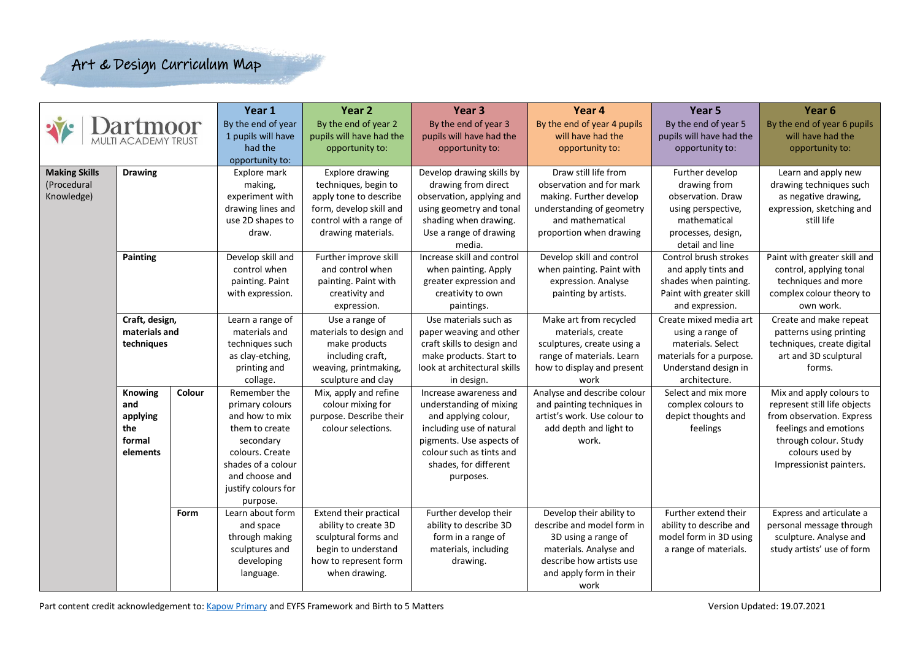# Art & Design Curriculum Map

| Dartmoor Multi Academy Trust | | | Year 1<br>By the end of year 1 pupils will have had the opportunity to: | Year 2<br>By the end of year 2 pupils will have had the opportunity to: | Year 3<br>By the end of year 3 pupils will have had the opportunity to: | Year 4<br>By the end of year 4 pupils will have had the opportunity to: | Year 5<br>By the end of year 5 pupils will have had the opportunity to: | Year 6<br>By the end of year 6 pupils will have had the opportunity to: |
|---|---|---|---|---|---|---|---|---|
| **Making Skills** (Procedural Knowledge) | **Drawing** | | Explore mark making, experiment with drawing lines and use 2D shapes to draw. | Explore drawing techniques, begin to apply tone to describe form, develop skill and control with a range of drawing materials. | Develop drawing skills by drawing from direct observation, applying and using geometry and tonal shading when drawing. Use a range of drawing media. | Draw still life from observation and for mark making. Further develop understanding of geometry and mathematical proportion when drawing | Further develop drawing from observation. Draw using perspective, mathematical processes, design, detail and line | Learn and apply new drawing techniques such as negative drawing, expression, sketching and still life |
| | **Painting** | | Develop skill and control when painting. Paint with expression. | Further improve skill and control when painting. Paint with creativity and expression. | Increase skill and control when painting. Apply greater expression and creativity to own paintings. | Develop skill and control when painting. Paint with expression. Analyse painting by artists. | Control brush strokes and apply tints and shades when painting. Paint with greater skill and expression. | Paint with greater skill and control, applying tonal techniques and more complex colour theory to own work. |
| | **Craft, design, materials and techniques** | | Learn a range of materials and techniques such as clay-etching, printing and collage. | Use a range of materials to design and make products including craft, weaving, printmaking, sculpture and clay | Use materials such as paper weaving and other craft skills to design and make products. Start to look at architectural skills in design. | Make art from recycled materials, create sculptures, create using a range of materials. Learn how to display and present work | Create mixed media art using a range of materials. Select materials for a purpose. Understand design in architecture. | Create and make repeat patterns using printing techniques, create digital art and 3D sculptural forms. |
| | **Knowing and applying the formal elements** | **Colour** | Remember the primary colours and how to mix them to create secondary colours. Create shades of a colour and choose and justify colours for purpose. | Mix, apply and refine colour mixing for purpose. Describe their colour selections. | Increase awareness and understanding of mixing and applying colour, including use of natural pigments. Use aspects of colour such as tints and shades, for different purposes. | Analyse and describe colour and painting techniques in artist's work. Use colour to add depth and light to work. | Select and mix more complex colours to depict thoughts and feelings | Mix and apply colours to represent still life objects from observation. Express feelings and emotions through colour. Study colours used by Impressionist painters. |
| | | **Form** | Learn about form and space through making sculptures and developing language. | Extend their practical ability to create 3D sculptural forms and begin to understand how to represent form when drawing. | Further develop their ability to describe 3D form in a range of materials, including drawing. | Develop their ability to describe and model form in 3D using a range of materials. Analyse and describe how artists use and apply form in their work | Further extend their ability to describe and model form in 3D using a range of materials. | Express and articulate a personal message through sculpture. Analyse and study artists' use of form |

Part content credit acknowledgement to: Kapow Primary and EYFS Framework and Birth to 5 Matters

Version Updated: 19.07.2021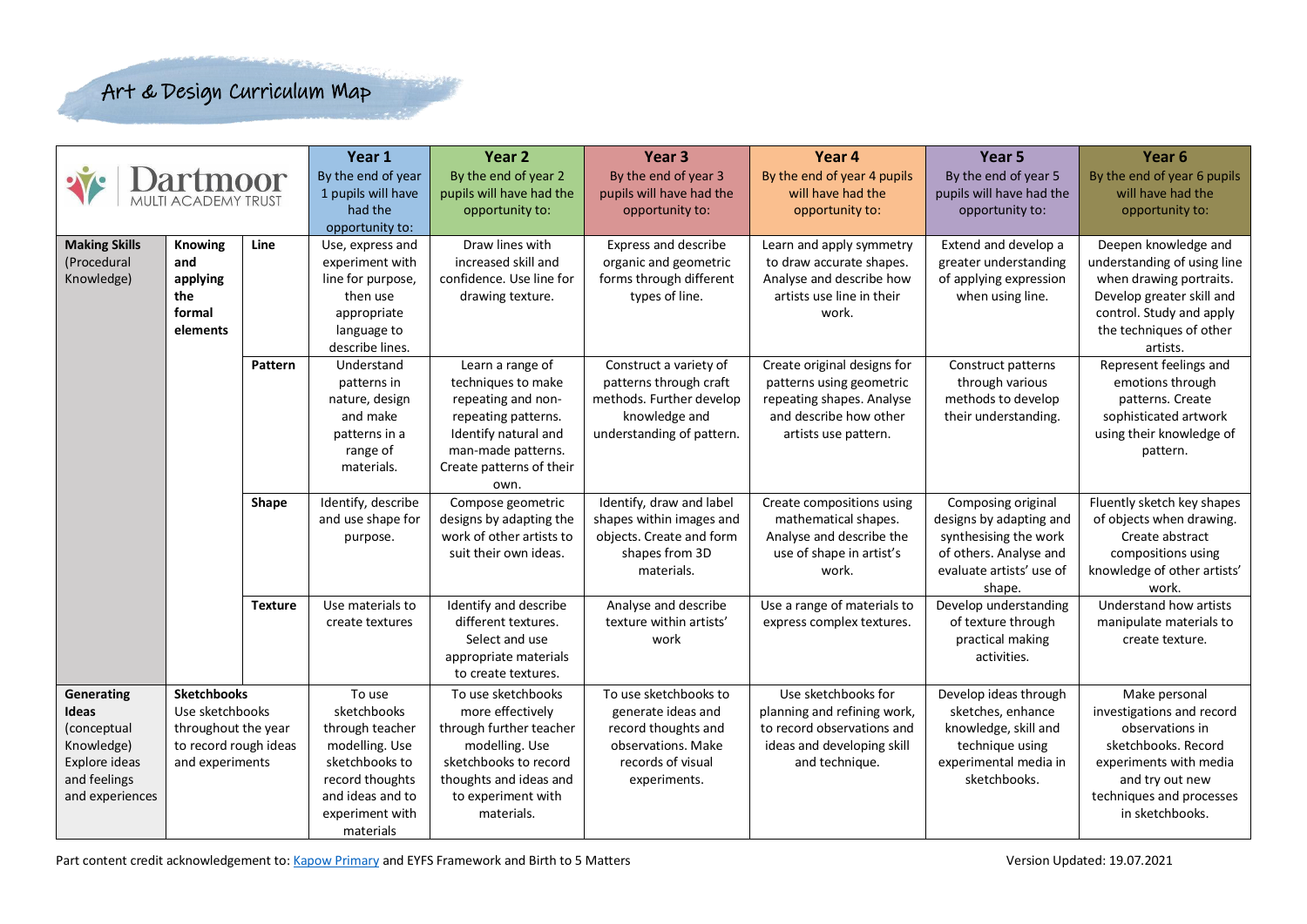# Art & Design Curriculum Map

| Dartmoor MULTI ACADEMY TRUST | | | Year 1 By the end of year 1 pupils will have had the opportunity to: | Year 2 By the end of year 2 pupils will have had the opportunity to: | Year 3 By the end of year 3 pupils will have had the opportunity to: | Year 4 By the end of year 4 pupils will have had the opportunity to: | Year 5 By the end of year 5 pupils will have had the opportunity to: | Year 6 By the end of year 6 pupils will have had the opportunity to: |
|---|---|---|---|---|---|---|---|---|
| **Making Skills** (Procedural Knowledge) | **Knowing and applying the formal elements** | **Line** | Use, express and experiment with line for purpose, then use appropriate language to describe lines. | Draw lines with increased skill and confidence. Use line for drawing texture. | Express and describe organic and geometric forms through different types of line. | Learn and apply symmetry to draw accurate shapes. Analyse and describe how artists use line in their work. | Extend and develop a greater understanding of applying expression when using line. | Deepen knowledge and understanding of using line when drawing portraits. Develop greater skill and control. Study and apply the techniques of other artists. |
| | | **Pattern** | Understand patterns in nature, design and make patterns in a range of materials. | Learn a range of techniques to make repeating and non-repeating patterns. Identify natural and man-made patterns. Create patterns of their own. | Construct a variety of patterns through craft methods. Further develop knowledge and understanding of pattern. | Create original designs for patterns using geometric repeating shapes. Analyse and describe how other artists use pattern. | Construct patterns through various methods to develop their understanding. | Represent feelings and emotions through patterns. Create sophisticated artwork using their knowledge of pattern. |
| | | **Shape** | Identify, describe and use shape for purpose. | Compose geometric designs by adapting the work of other artists to suit their own ideas. | Identify, draw and label shapes within images and objects. Create and form shapes from 3D materials. | Create compositions using mathematical shapes. Analyse and describe the use of shape in artist's work. | Composing original designs by adapting and synthesising the work of others. Analyse and evaluate artists' use of shape. | Fluently sketch key shapes of objects when drawing. Create abstract compositions using knowledge of other artists' work. |
| | | **Texture** | Use materials to create textures | Identify and describe different textures. Select and use appropriate materials to create textures. | Analyse and describe texture within artists' work | Use a range of materials to express complex textures. | Develop understanding of texture through practical making activities. | Understand how artists manipulate materials to create texture. |
| **Generating Ideas** (conceptual Knowledge) Explore ideas and feelings and experiences | **Sketchbooks** Use sketchbooks throughout the year to record rough ideas and experiments | | To use sketchbooks through teacher modelling. Use sketchbooks to record thoughts and ideas and to experiment with materials | To use sketchbooks more effectively through further teacher modelling. Use sketchbooks to record thoughts and ideas and to experiment with materials. | To use sketchbooks to generate ideas and record thoughts and observations. Make records of visual experiments. | Use sketchbooks for planning and refining work, to record observations and ideas and developing skill and technique. | Develop ideas through sketches, enhance knowledge, skill and technique using experimental media in sketchbooks. | Make personal investigations and record observations in sketchbooks. Record experiments with media and try out new techniques and processes in sketchbooks. |

Part content credit acknowledgement to: Kapow Primary and EYFS Framework and Birth to 5 Matters

Version Updated: 19.07.2021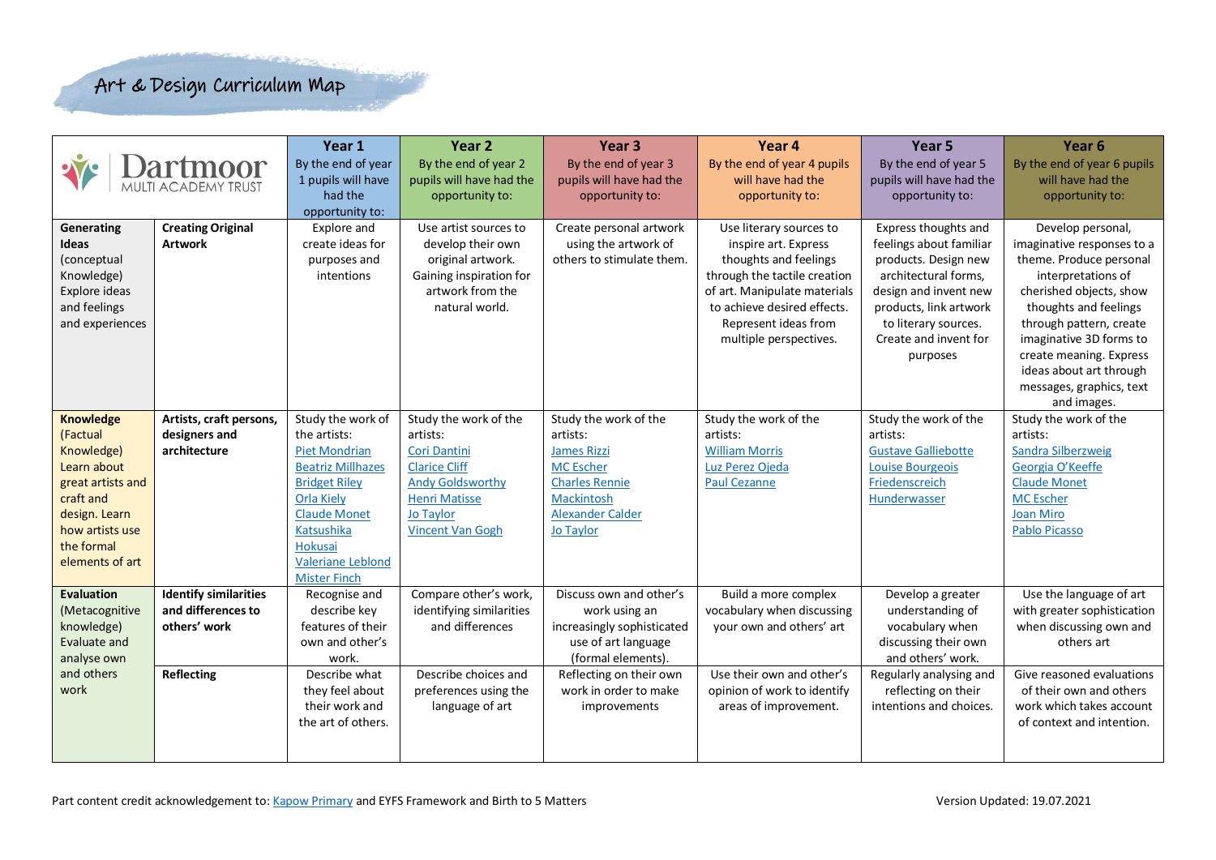# Art & Design Curriculum Map

| Dartmoor Multi Academy Trust | | Year 1<br>By the end of year 1 pupils will have had the opportunity to: | Year 2<br>By the end of year 2 pupils will have had the opportunity to: | Year 3<br>By the end of year 3 pupils will have had the opportunity to: | Year 4<br>By the end of year 4 pupils will have had the opportunity to: | Year 5<br>By the end of year 5 pupils will have had the opportunity to: | Year 6<br>By the end of year 6 pupils will have had the opportunity to: |
|---|---|---|---|---|---|---|---|
| **Generating Ideas** (conceptual Knowledge) Explore ideas and feelings and experiences | **Creating Original Artwork** | Explore and create ideas for purposes and intentions | Use artist sources to develop their own original artwork. Gaining inspiration for artwork from the natural world. | Create personal artwork using the artwork of others to stimulate them. | Use literary sources to inspire art. Express thoughts and feelings through the tactile creation of art. Manipulate materials to achieve desired effects. Represent ideas from multiple perspectives. | Express thoughts and feelings about familiar products. Design new architectural forms, design and invent new products, link artwork to literary sources. Create and invent for purposes | Develop personal, imaginative responses to a theme. Produce personal interpretations of cherished objects, show thoughts and feelings through pattern, create imaginative 3D forms to create meaning. Express ideas about art through messages, graphics, text and images. |
| **Knowledge** (Factual Knowledge) Learn about great artists and craft and design. Learn how artists use the formal elements of art | **Artists, craft persons, designers and architecture** | Study the work of the artists:<br>Piet Mondrian<br>Beatriz Millhazes<br>Bridget Riley<br>Orla Kiely<br>Claude Monet<br>Katsushika Hokusai<br>Valeriane Leblond<br>Mister Finch | Study the work of the artists:<br>Cori Dantini<br>Clarice Cliff<br>Andy Goldsworthy<br>Henri Matisse<br>Jo Taylor<br>Vincent Van Gogh | Study the work of the artists:<br>James Rizzi<br>MC Escher<br>Charles Rennie Mackintosh<br>Alexander Calder<br>Jo Taylor | Study the work of the artists:<br>William Morris<br>Luz Perez Ojeda<br>Paul Cezanne | Study the work of the artists:<br>Gustave Galliebotte<br>Louise Bourgeois<br>Friedenscreich Hunderwasser | Study the work of the artists:<br>Sandra Silberzweig<br>Georgia O'Keeffe<br>Claude Monet<br>MC Escher<br>Joan Miro<br>Pablo Picasso |
| **Evaluation** (Metacognitive knowledge) Evaluate and analyse own and others work | **Identify similarities and differences to others' work** | Recognise and describe key features of their own and other's work. | Compare other's work, identifying similarities and differences | Discuss own and other's work using an increasingly sophisticated use of art language (formal elements). | Build a more complex vocabulary when discussing your own and others' art | Develop a greater understanding of vocabulary when discussing their own and others' work. | Use the language of art with greater sophistication when discussing own and others art |
| | **Reflecting** | Describe what they feel about their work and the art of others. | Describe choices and preferences using the language of art | Reflecting on their own work in order to make improvements | Use their own and other's opinion of work to identify areas of improvement. | Regularly analysing and reflecting on their intentions and choices. | Give reasoned evaluations of their own and others work which takes account of context and intention. |

Part content credit acknowledgement to: Kapow Primary and EYFS Framework and Birth to 5 Matters

Version Updated: 19.07.2021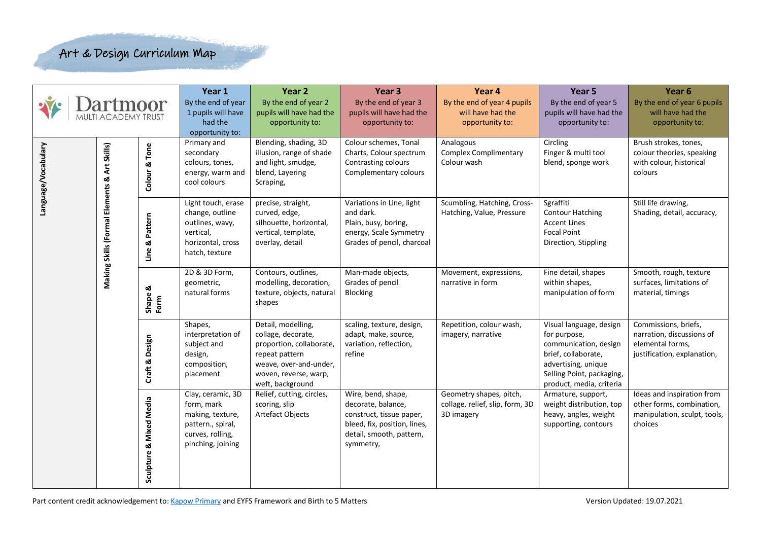# Art & Design Curriculum Map

| Dartmoor MULTI ACADEMY TRUST | | | Year 1<br>By the end of year 1 pupils will have had the opportunity to: | Year 2<br>By the end of year 2 pupils will have had the opportunity to: | Year 3<br>By the end of year 3 pupils will have had the opportunity to: | Year 4<br>By the end of year 4 pupils will have had the opportunity to: | Year 5<br>By the end of year 5 pupils will have had the opportunity to: | Year 6<br>By the end of year 6 pupils will have had the opportunity to: |
|---|---|---|---|---|---|---|---|---|
| **Language/Vocabulary** | **Making Skills (Formal Elements & Art Skills)** | **Colour & Tone** | Primary and secondary colours, tones, energy, warm and cool colours | Blending, shading, 3D illusion, range of shade and light, smudge, blend, Layering Scraping, | Colour schemes, Tonal Charts, Colour spectrum Contrasting colours Complementary colours | Analogous Complex Complimentary Colour wash | Circling Finger & multi tool blend, sponge work | Brush strokes, tones, colour theories, speaking with colour, historical colours |
| | | **Line & Pattern** | Light touch, erase change, outline outlines, wavy, vertical, horizontal, cross hatch, texture | precise, straight, curved, edge, silhouette, horizontal, vertical, template, overlay, detail | Variations in Line, light and dark. Plain, busy, boring, energy, Scale Symmetry Grades of pencil, charcoal | Scumbling, Hatching, Cross-Hatching, Value, Pressure | Sgraffiti Contour Hatching Accent Lines Focal Point Direction, Stippling | Still life drawing, Shading, detail, accuracy, |
| | | **Shape & Form** | 2D & 3D Form, geometric, natural forms | Contours, outlines, modelling, decoration, texture, objects, natural shapes | Man-made objects, Grades of pencil Blocking | Movement, expressions, narrative in form | Fine detail, shapes within shapes, manipulation of form | Smooth, rough, texture surfaces, limitations of material, timings |
| | | **Craft & Design** | Shapes, interpretation of subject and design, composition, placement | Detail, modelling, collage, decorate, proportion, collaborate, repeat pattern weave, over-and-under, woven, reverse, warp, weft, background | scaling, texture, design, adapt, make, source, variation, reflection, refine | Repetition, colour wash, imagery, narrative | Visual language, design for purpose, communication, design brief, collaborate, advertising, unique Selling Point, packaging, product, media, criteria | Commissions, briefs, narration, discussions of elemental forms, justification, explanation, |
| | | **Sculpture & Mixed Media** | Clay, ceramic, 3D form, mark making, texture, pattern., spiral, curves, rolling, pinching, joining | Relief, cutting, circles, scoring, slip Artefact Objects | Wire, bend, shape, decorate, balance, construct, tissue paper, bleed, fix, position, lines, detail, smooth, pattern, symmetry, | Geometry shapes, pitch, collage, relief, slip, form, 3D 3D imagery | Armature, support, weight distribution, top heavy, angles, weight supporting, contours | Ideas and inspiration from other forms, combination, manipulation, sculpt, tools, choices |

Part content credit acknowledgement to: [Kapow Primary](#) and EYFS Framework and Birth to 5 Matters

Version Updated: 19.07.2021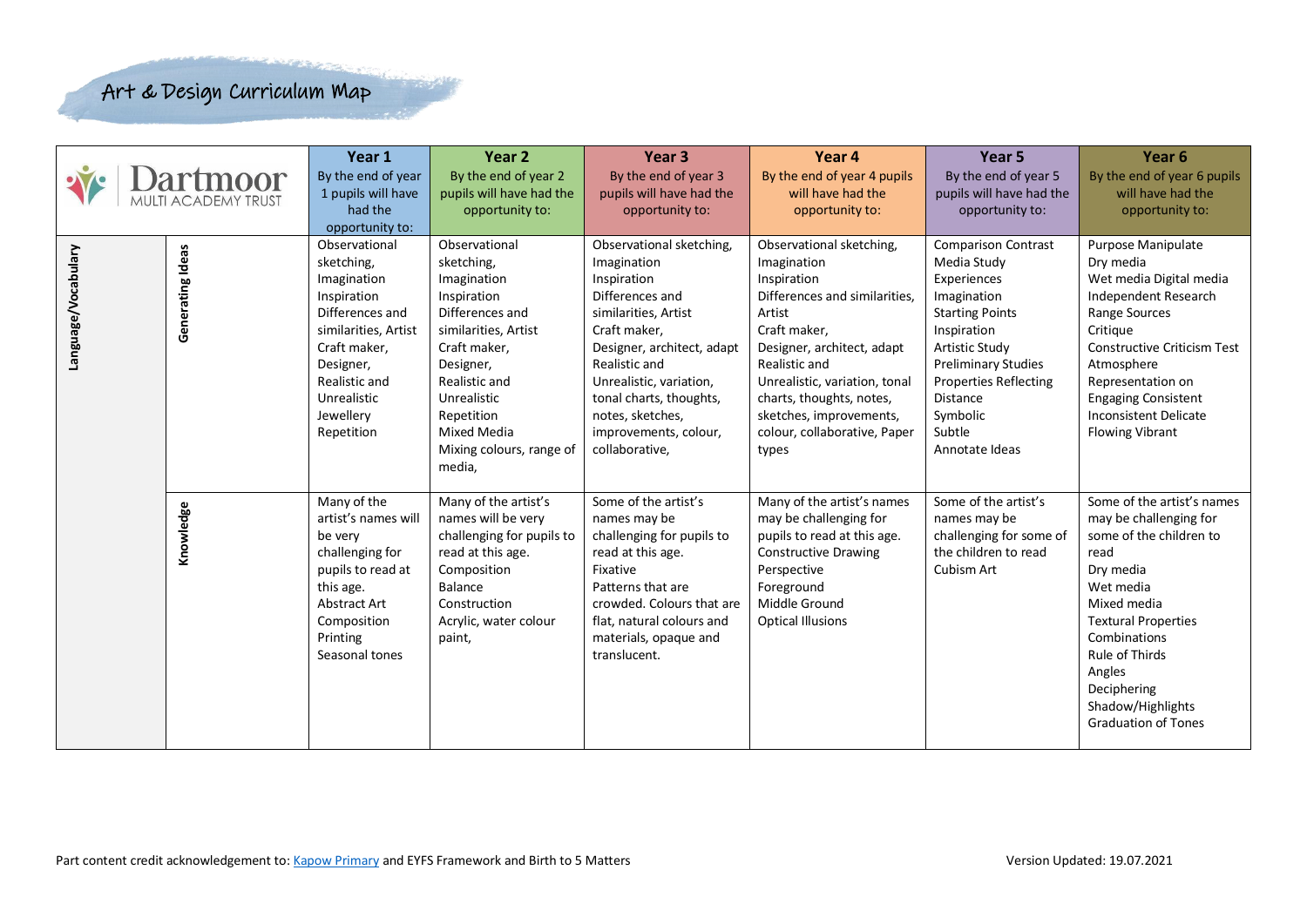# Art & Design Curriculum Map

| Dartmoor MULTI ACADEMY TRUST | | Year 1<br>By the end of year 1 pupils will have had the opportunity to: | Year 2<br>By the end of year 2 pupils will have had the opportunity to: | Year 3<br>By the end of year 3 pupils will have had the opportunity to: | Year 4<br>By the end of year 4 pupils will have had the opportunity to: | Year 5<br>By the end of year 5 pupils will have had the opportunity to: | Year 6<br>By the end of year 6 pupils will have had the opportunity to: |
|---|---|---|---|---|---|---|---|
| Language/Vocabulary | Generating Ideas | Observational sketching,<br>Imagination<br>Inspiration<br>Differences and similarities, Artist<br>Craft maker,<br>Designer,<br>Realistic and Unrealistic<br>Jewellery<br>Repetition | Observational sketching,<br>Imagination<br>Inspiration<br>Differences and similarities, Artist<br>Craft maker,<br>Designer,<br>Realistic and Unrealistic<br>Repetition<br>Mixed Media<br>Mixing colours, range of media, | Observational sketching,<br>Imagination<br>Inspiration<br>Differences and similarities, Artist<br>Craft maker,<br>Designer, architect, adapt<br>Realistic and Unrealistic, variation, tonal charts, thoughts, notes, sketches, improvements, colour, collaborative, | Observational sketching,<br>Imagination<br>Inspiration<br>Differences and similarities, Artist<br>Craft maker,<br>Designer, architect, adapt<br>Realistic and Unrealistic, variation, tonal charts, thoughts, notes, sketches, improvements, colour, collaborative, Paper types | Comparison Contrast<br>Media Study<br>Experiences<br>Imagination<br>Starting Points<br>Inspiration<br>Artistic Study<br>Preliminary Studies<br>Properties Reflecting<br>Distance<br>Symbolic<br>Subtle<br>Annotate Ideas | Purpose Manipulate<br>Dry media<br>Wet media Digital media<br>Independent Research<br>Range Sources<br>Critique<br>Constructive Criticism Test<br>Atmosphere<br>Representation on<br>Engaging Consistent<br>Inconsistent Delicate<br>Flowing Vibrant |
| | Knowledge | Many of the artist's names will be very challenging for pupils to read at this age.<br>Abstract Art<br>Composition<br>Printing<br>Seasonal tones | Many of the artist's names will be very challenging for pupils to read at this age.<br>Composition<br>Balance<br>Construction<br>Acrylic, water colour paint, | Some of the artist's names may be challenging for pupils to read at this age.<br>Fixative<br>Patterns that are crowded. Colours that are flat, natural colours and materials, opaque and translucent. | Many of the artist's names may be challenging for pupils to read at this age.<br>Constructive Drawing<br>Perspective<br>Foreground<br>Middle Ground<br>Optical Illusions | Some of the artist's names may be challenging for some of the children to read<br>Cubism Art | Some of the artist's names may be challenging for some of the children to read<br>Dry media<br>Wet media<br>Mixed media<br>Textural Properties<br>Combinations<br>Rule of Thirds<br>Angles<br>Deciphering<br>Shadow/Highlights<br>Graduation of Tones |

Part content credit acknowledgement to: [Kapow Primary]() and EYFS Framework and Birth to 5 Matters

Version Updated: 19.07.2021